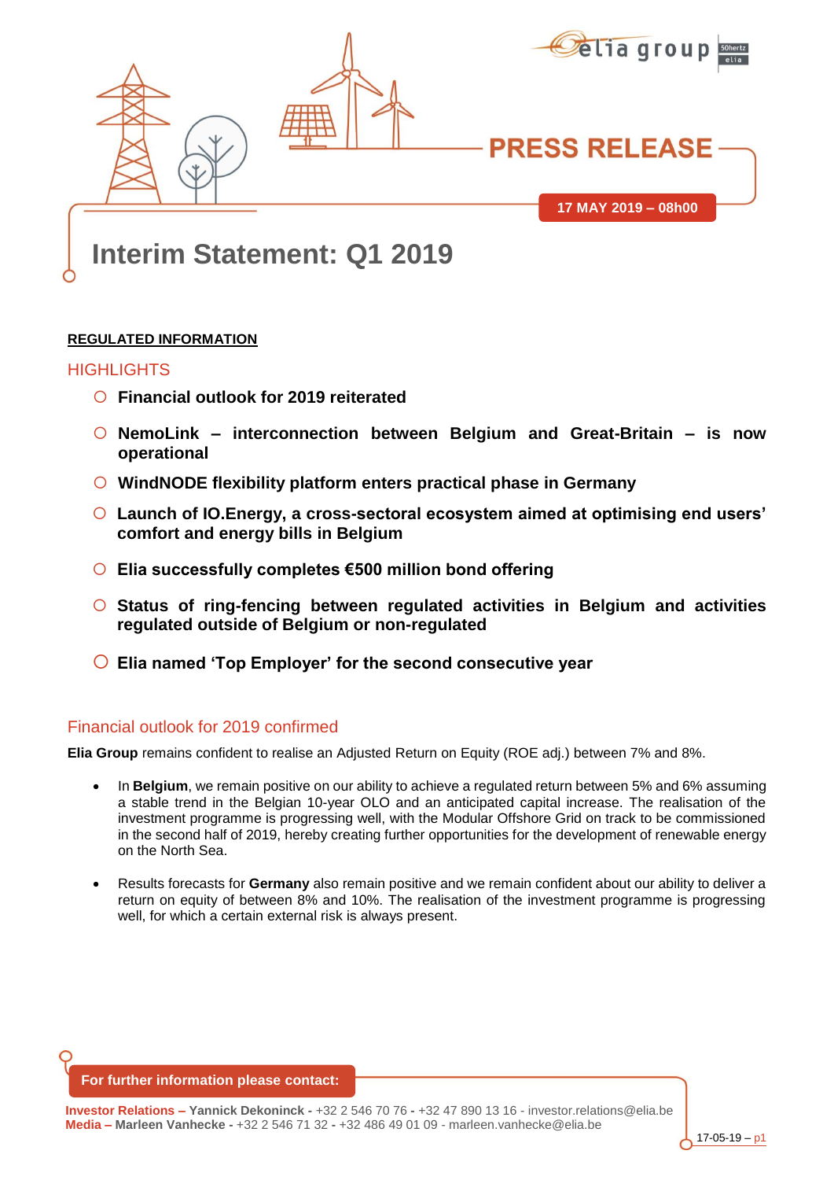PRESS RELEASE

17 MAY 2019 – 08h00

# Interim Statement: Q1 2019

**REGULATED INFORMATION**

## HIGHLIGHTS

- **Financial outlook for 2019 reiterated**
- **NemoLink – interconnection between Belgium and Great-Britain – is now operational**
- **WindNODE flexibility platform enters practical phase in Germany**
- **Launch of IO.Energy, a cross-sectoral ecosystem aimed at optimising end users' comfort and energy bills in Belgium**
- **Elia successfully completes €500 million bond offering**
- **Status of ring-fencing between regulated activities in Belgium and activities regulated outside of Belgium or non-regulated**
- **Elia named 'Top Employer' for the second consecutive year**

## Financial outlook for 2019 confirmed

**Elia Group** remains confident to realise an Adjusted Return on Equity (ROE adj.) between 7% and 8%.

- In **Belgium**, we remain positive on our ability to achieve a regulated return between 5% and 6% assuming a stable trend in the Belgian 10-year OLO and an anticipated capital increase. The realisation of the investment programme is progressing well, with the Modular Offshore Grid on track to be commissioned in the second half of 2019, hereby creating further opportunities for the development of renewable energy on the North Sea.
- Results forecasts for **Germany** also remain positive and we remain confident about our ability to deliver a return on equity of between 8% and 10%. The realisation of the investment programme is progressing well, for which a certain external risk is always present.

**For further information please contact:**

**Investor Relations – Yannick Dekoninck** - +32 2 546 70 76 - +32 47 890 13 16 - investor.relations@elia.be
**Media – Marleen Vanhecke** - +32 2 546 71 32 - +32 486 49 01 09 - marleen.vanhecke@elia.be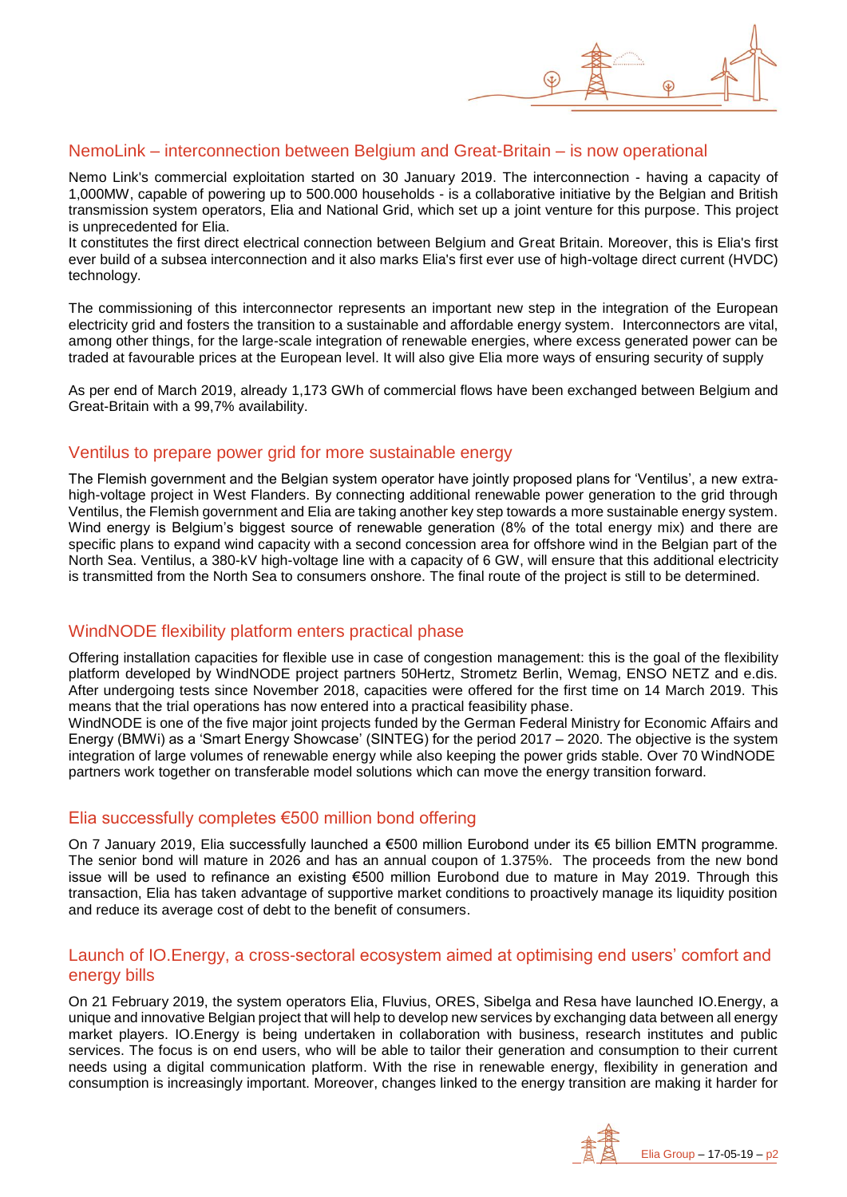## NemoLink – interconnection between Belgium and Great-Britain – is now operational

Nemo Link's commercial exploitation started on 30 January 2019. The interconnection - having a capacity of 1,000MW, capable of powering up to 500.000 households - is a collaborative initiative by the Belgian and British transmission system operators, Elia and National Grid, which set up a joint venture for this purpose. This project is unprecedented for Elia.

It constitutes the first direct electrical connection between Belgium and Great Britain. Moreover, this is Elia's first ever build of a subsea interconnection and it also marks Elia's first ever use of high-voltage direct current (HVDC) technology.

The commissioning of this interconnector represents an important new step in the integration of the European electricity grid and fosters the transition to a sustainable and affordable energy system. Interconnectors are vital, among other things, for the large-scale integration of renewable energies, where excess generated power can be traded at favourable prices at the European level. It will also give Elia more ways of ensuring security of supply

As per end of March 2019, already 1,173 GWh of commercial flows have been exchanged between Belgium and Great-Britain with a 99,7% availability.

## Ventilus to prepare power grid for more sustainable energy

The Flemish government and the Belgian system operator have jointly proposed plans for 'Ventilus', a new extra-high-voltage project in West Flanders. By connecting additional renewable power generation to the grid through Ventilus, the Flemish government and Elia are taking another key step towards a more sustainable energy system. Wind energy is Belgium's biggest source of renewable generation (8% of the total energy mix) and there are specific plans to expand wind capacity with a second concession area for offshore wind in the Belgian part of the North Sea. Ventilus, a 380-kV high-voltage line with a capacity of 6 GW, will ensure that this additional electricity is transmitted from the North Sea to consumers onshore. The final route of the project is still to be determined.

## WindNODE flexibility platform enters practical phase

Offering installation capacities for flexible use in case of congestion management: this is the goal of the flexibility platform developed by WindNODE project partners 50Hertz, Stromnetz Berlin, Wemag, ENSO NETZ and e.dis. After undergoing tests since November 2018, capacities were offered for the first time on 14 March 2019. This means that the trial operations has now entered into a practical feasibility phase.

WindNODE is one of the five major joint projects funded by the German Federal Ministry for Economic Affairs and Energy (BMWi) as a 'Smart Energy Showcase' (SINTEG) for the period 2017 – 2020. The objective is the system integration of large volumes of renewable energy while also keeping the power grids stable. Over 70 WindNODE partners work together on transferable model solutions which can move the energy transition forward.

## Elia successfully completes €500 million bond offering

On 7 January 2019, Elia successfully launched a €500 million Eurobond under its €5 billion EMTN programme. The senior bond will mature in 2026 and has an annual coupon of 1.375%. The proceeds from the new bond issue will be used to refinance an existing €500 million Eurobond due to mature in May 2019. Through this transaction, Elia has taken advantage of supportive market conditions to proactively manage its liquidity position and reduce its average cost of debt to the benefit of consumers.

## Launch of IO.Energy, a cross-sectoral ecosystem aimed at optimising end users' comfort and energy bills

On 21 February 2019, the system operators Elia, Fluvius, ORES, Sibelga and Resa have launched IO.Energy, a unique and innovative Belgian project that will help to develop new services by exchanging data between all energy market players. IO.Energy is being undertaken in collaboration with business, research institutes and public services. The focus is on end users, who will be able to tailor their generation and consumption to their current needs using a digital communication platform. With the rise in renewable energy, flexibility in generation and consumption is increasingly important. Moreover, changes linked to the energy transition are making it harder for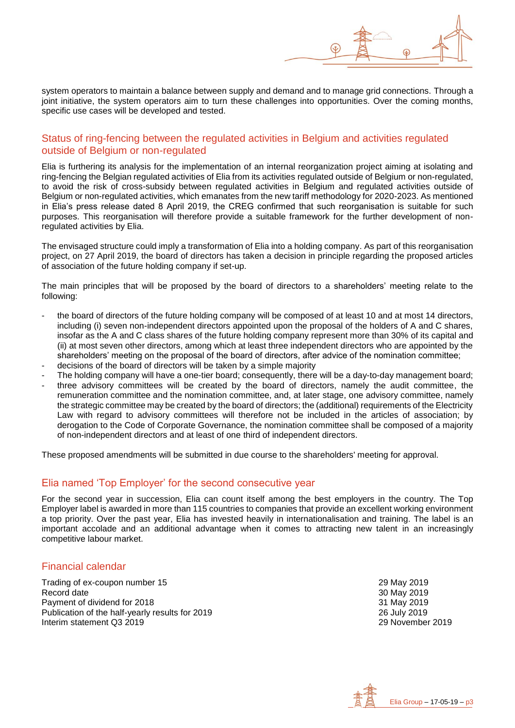system operators to maintain a balance between supply and demand and to manage grid connections. Through a joint initiative, the system operators aim to turn these challenges into opportunities. Over the coming months, specific use cases will be developed and tested.

## Status of ring-fencing between the regulated activities in Belgium and activities regulated outside of Belgium or non-regulated

Elia is furthering its analysis for the implementation of an internal reorganization project aiming at isolating and ring-fencing the Belgian regulated activities of Elia from its activities regulated outside of Belgium or non-regulated, to avoid the risk of cross-subsidy between regulated activities in Belgium and regulated activities outside of Belgium or non-regulated activities, which emanates from the new tariff methodology for 2020-2023. As mentioned in Elia's press release dated 8 April 2019, the CREG confirmed that such reorganisation is suitable for such purposes. This reorganisation will therefore provide a suitable framework for the further development of non-regulated activities by Elia.

The envisaged structure could imply a transformation of Elia into a holding company. As part of this reorganisation project, on 27 April 2019, the board of directors has taken a decision in principle regarding the proposed articles of association of the future holding company if set-up.

The main principles that will be proposed by the board of directors to a shareholders' meeting relate to the following:

- the board of directors of the future holding company will be composed of at least 10 and at most 14 directors, including (i) seven non-independent directors appointed upon the proposal of the holders of A and C shares, insofar as the A and C class shares of the future holding company represent more than 30% of its capital and (ii) at most seven other directors, among which at least three independent directors who are appointed by the shareholders' meeting on the proposal of the board of directors, after advice of the nomination committee;
- decisions of the board of directors will be taken by a simple majority
- The holding company will have a one-tier board; consequently, there will be a day-to-day management board;
- three advisory committees will be created by the board of directors, namely the audit committee, the remuneration committee and the nomination committee, and, at later stage, one advisory committee, namely the strategic committee may be created by the board of directors; the (additional) requirements of the Electricity Law with regard to advisory committees will therefore not be included in the articles of association; by derogation to the Code of Corporate Governance, the nomination committee shall be composed of a majority of non-independent directors and at least of one third of independent directors.

These proposed amendments will be submitted in due course to the shareholders' meeting for approval.

## Elia named 'Top Employer' for the second consecutive year

For the second year in succession, Elia can count itself among the best employers in the country. The Top Employer label is awarded in more than 115 countries to companies that provide an excellent working environment a top priority. Over the past year, Elia has invested heavily in internationalisation and training. The label is an important accolade and an additional advantage when it comes to attracting new talent in an increasingly competitive labour market.

## Financial calendar

| | |
|---|---|
| Trading of ex-coupon number 15 | 29 May 2019 |
| Record date | 30 May 2019 |
| Payment of dividend for 2018 | 31 May 2019 |
| Publication of the half-yearly results for 2019 | 26 July 2019 |
| Interim statement Q3 2019 | 29 November 2019 |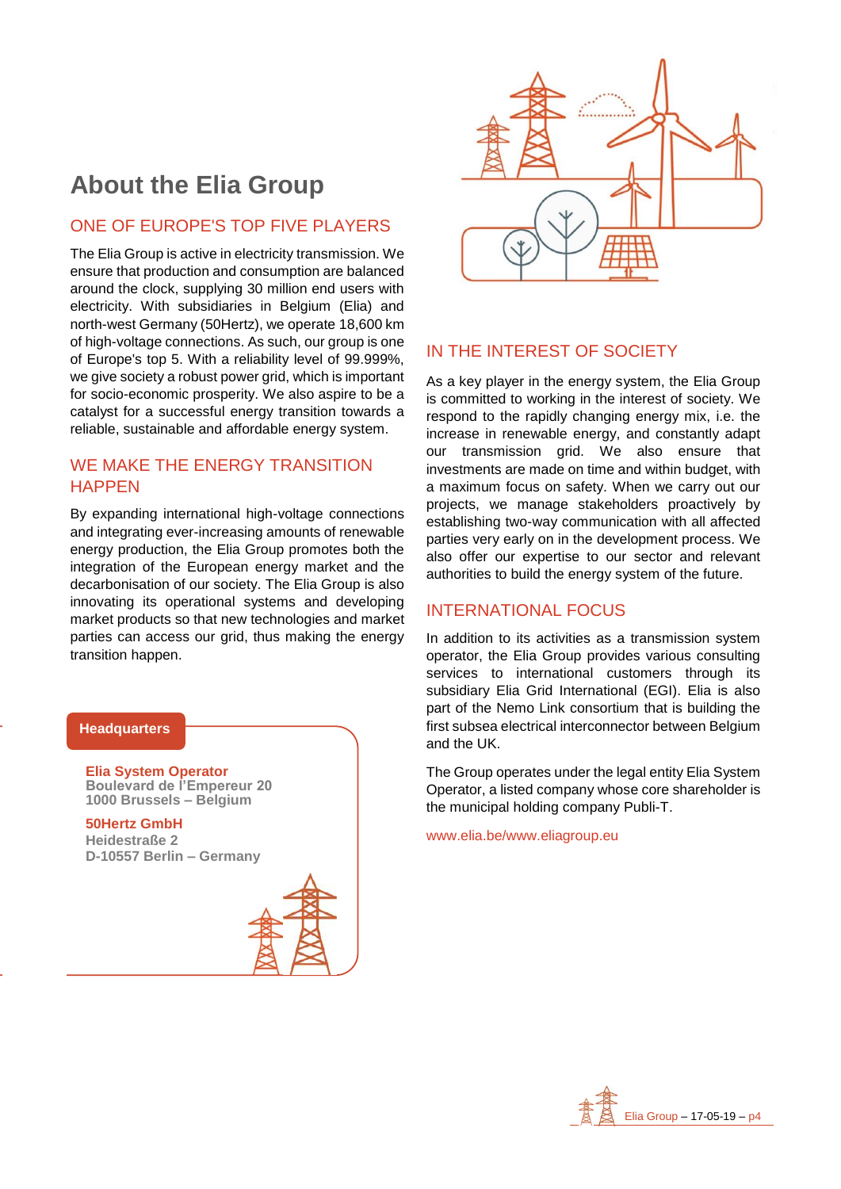# About the Elia Group

## ONE OF EUROPE'S TOP FIVE PLAYERS

The Elia Group is active in electricity transmission. We ensure that production and consumption are balanced around the clock, supplying 30 million end users with electricity. With subsidiaries in Belgium (Elia) and north-west Germany (50Hertz), we operate 18,600 km of high-voltage connections. As such, our group is one of Europe's top 5. With a reliability level of 99.999%, we give society a robust power grid, which is important for socio-economic prosperity. We also aspire to be a catalyst for a successful energy transition towards a reliable, sustainable and affordable energy system.

## WE MAKE THE ENERGY TRANSITION HAPPEN

By expanding international high-voltage connections and integrating ever-increasing amounts of renewable energy production, the Elia Group promotes both the integration of the European energy market and the decarbonisation of our society. The Elia Group is also innovating its operational systems and developing market products so that new technologies and market parties can access our grid, thus making the energy transition happen.

## IN THE INTEREST OF SOCIETY

As a key player in the energy system, the Elia Group is committed to working in the interest of society. We respond to the rapidly changing energy mix, i.e. the increase in renewable energy, and constantly adapt our transmission grid. We also ensure that investments are made on time and within budget, with a maximum focus on safety. When we carry out our projects, we manage stakeholders proactively by establishing two-way communication with all affected parties very early on in the development process. We also offer our expertise to our sector and relevant authorities to build the energy system of the future.

## INTERNATIONAL FOCUS

In addition to its activities as a transmission system operator, the Elia Group provides various consulting services to international customers through its subsidiary Elia Grid International (EGI). Elia is also part of the Nemo Link consortium that is building the first subsea electrical interconnector between Belgium and the UK.

The Group operates under the legal entity Elia System Operator, a listed company whose core shareholder is the municipal holding company Publi-T.

www.elia.be/www.eliagroup.eu

**Headquarters**

**Elia System Operator**
**Boulevard de l'Empereur 20**
**1000 Brussels – Belgium**

**50Hertz GmbH**
**Heidestraße 2**
**D-10557 Berlin – Germany**